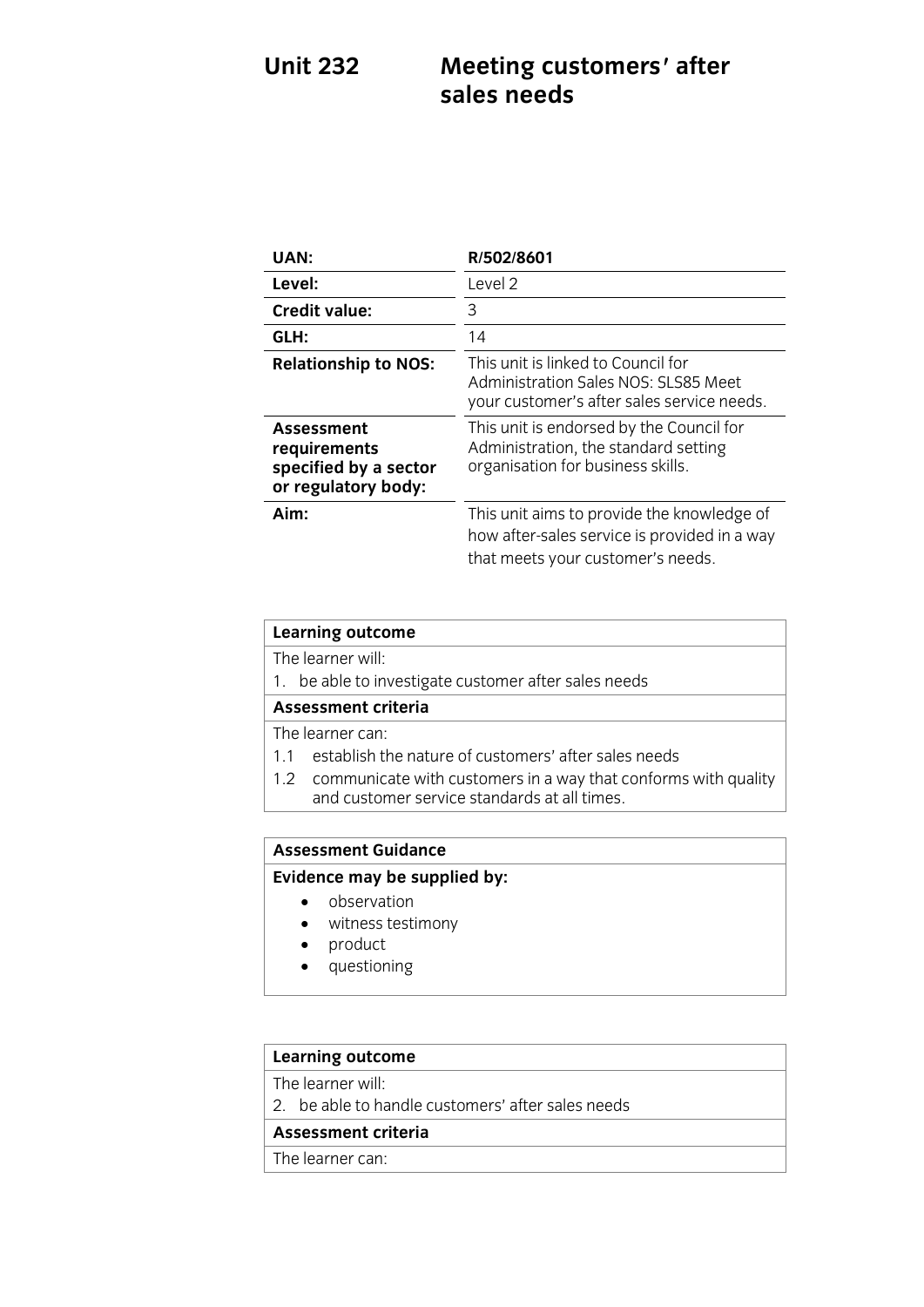# Unit 232 Meeting customers' after sales needs

| UAN: | R/502/8601 |
|---|---|
| Level: | Level 2 |
| Credit value: | 3 |
| GLH: | 14 |
| Relationship to NOS: | This unit is linked to Council for Administration Sales NOS: SLS85 Meet your customer's after sales service needs. |
| Assessment requirements specified by a sector or regulatory body: | This unit is endorsed by the Council for Administration, the standard setting organisation for business skills. |
| Aim: | This unit aims to provide the knowledge of how after-sales service is provided in a way that meets your customer's needs. |

| Learning outcome |
|---|
| The learner will: |
| 1. be able to investigate customer after sales needs |
| **Assessment criteria** |
| The learner can: |
| 1.1 establish the nature of customers' after sales needs |
| 1.2 communicate with customers in a way that conforms with quality and customer service standards at all times. |

| Assessment Guidance |
|---|
| **Evidence may be supplied by:** |
| • observation<br>• witness testimony<br>• product<br>• questioning |

| Learning outcome |
|---|
| The learner will: |
| 2. be able to handle customers' after sales needs |
| **Assessment criteria** |
| The learner can: |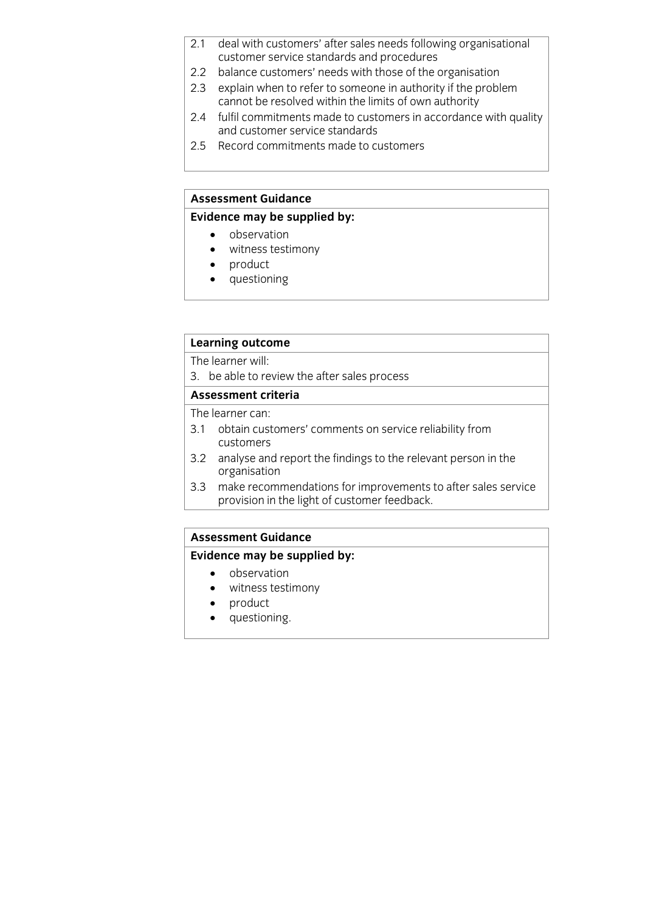2.1 deal with customers' after sales needs following organisational customer service standards and procedures
2.2 balance customers' needs with those of the organisation
2.3 explain when to refer to someone in authority if the problem cannot be resolved within the limits of own authority
2.4 fulfil commitments made to customers in accordance with quality and customer service standards
2.5 Record commitments made to customers

**Assessment Guidance**

**Evidence may be supplied by:**

- observation
- witness testimony
- product
- questioning

**Learning outcome**

The learner will:

3. be able to review the after sales process

**Assessment criteria**

The learner can:

3.1 obtain customers' comments on service reliability from customers
3.2 analyse and report the findings to the relevant person in the organisation
3.3 make recommendations for improvements to after sales service provision in the light of customer feedback.

**Assessment Guidance**

**Evidence may be supplied by:**

- observation
- witness testimony
- product
- questioning.